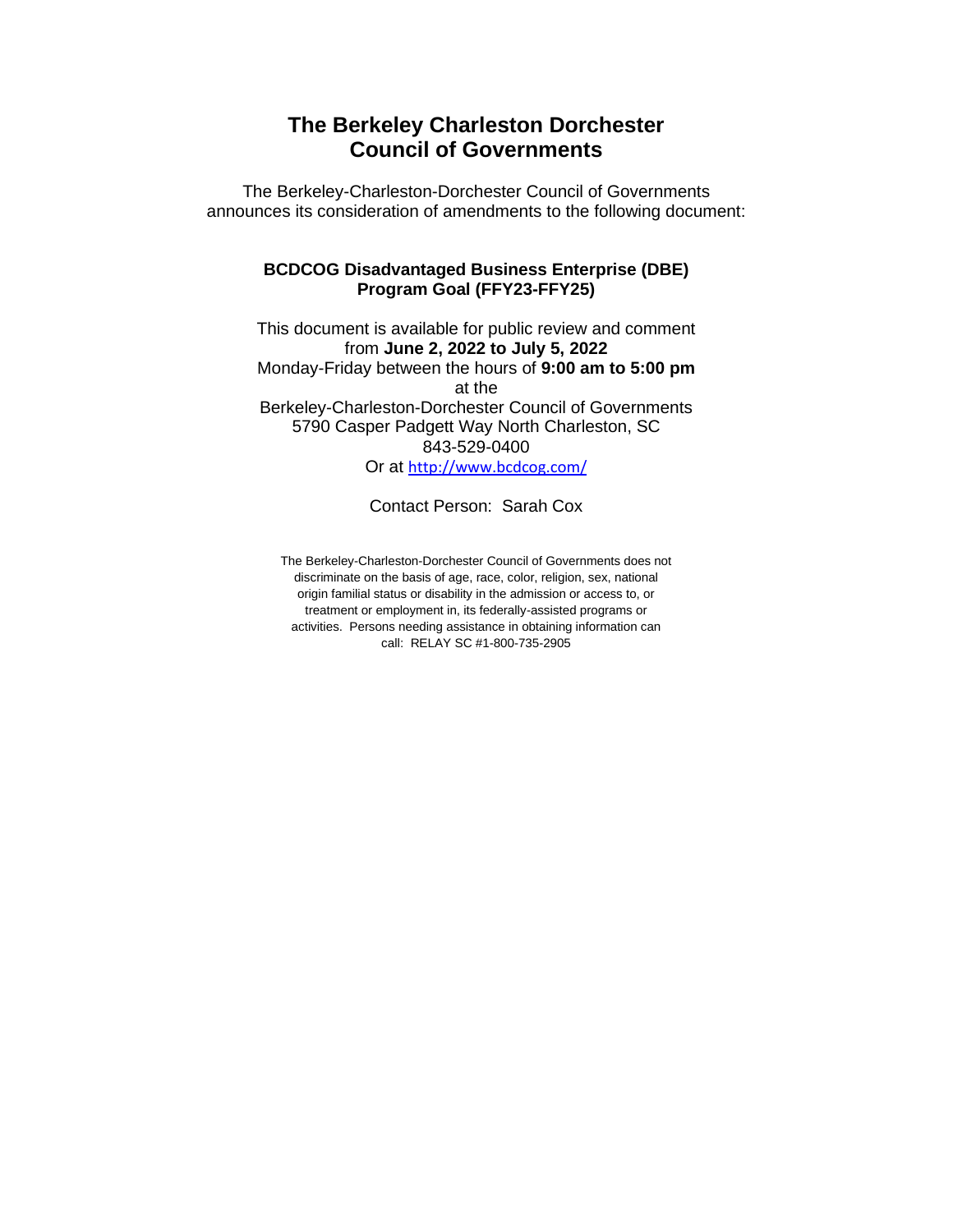# The Berkeley Charleston Dorchester Council of Governments

The Berkeley-Charleston-Dorchester Council of Governments announces its consideration of amendments to the following document:

**BCDCOG Disadvantaged Business Enterprise (DBE) Program Goal (FFY23-FFY25)**

This document is available for public review and comment from **June 2, 2022 to July 5, 2022**
Monday-Friday between the hours of **9:00 am to 5:00 pm**
at the
Berkeley-Charleston-Dorchester Council of Governments
5790 Casper Padgett Way North Charleston, SC
843-529-0400
Or at http://www.bcdcog.com/

Contact Person: Sarah Cox

The Berkeley-Charleston-Dorchester Council of Governments does not discriminate on the basis of age, race, color, religion, sex, national origin familial status or disability in the admission or access to, or treatment or employment in, its federally-assisted programs or activities. Persons needing assistance in obtaining information can call: RELAY SC #1-800-735-2905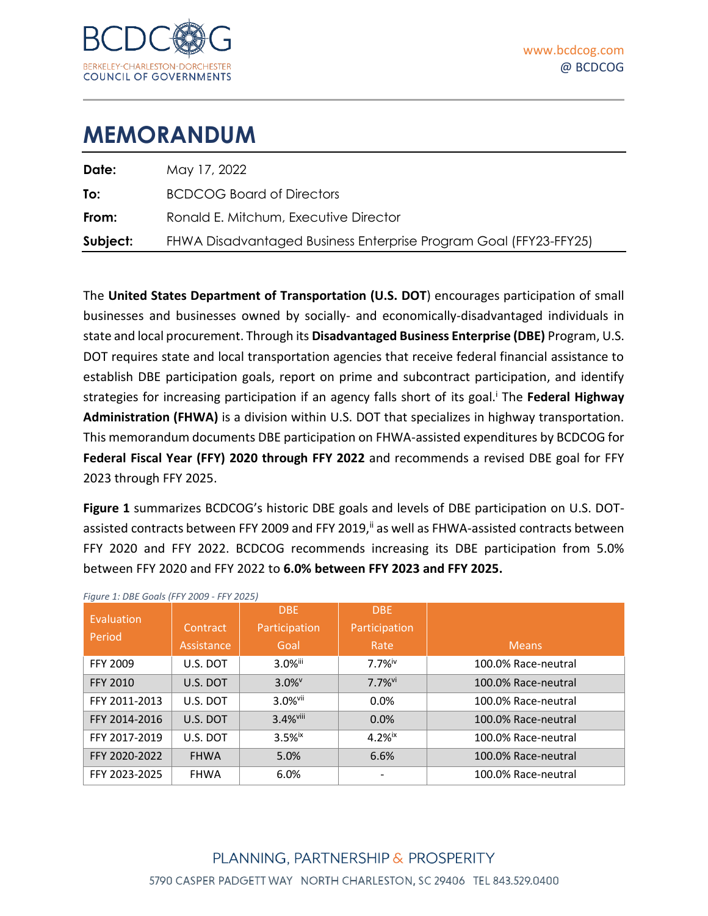# MEMORANDUM

| | |
|---|---|
| **Date:** | May 17, 2022 |
| **To:** | BCDCOG Board of Directors |
| **From:** | Ronald E. Mitchum, Executive Director |
| **Subject:** | FHWA Disadvantaged Business Enterprise Program Goal (FFY23-FFY25) |

The **United States Department of Transportation (U.S. DOT**) encourages participation of small businesses and businesses owned by socially- and economically-disadvantaged individuals in state and local procurement. Through its **Disadvantaged Business Enterprise (DBE)** Program, U.S. DOT requires state and local transportation agencies that receive federal financial assistance to establish DBE participation goals, report on prime and subcontract participation, and identify strategies for increasing participation if an agency falls short of its goal.[i] The **Federal Highway Administration (FHWA)** is a division within U.S. DOT that specializes in highway transportation. This memorandum documents DBE participation on FHWA-assisted expenditures by BCDCOG for **Federal Fiscal Year (FFY) 2020 through FFY 2022** and recommends a revised DBE goal for FFY 2023 through FFY 2025.

**Figure 1** summarizes BCDCOG's historic DBE goals and levels of DBE participation on U.S. DOT-assisted contracts between FFY 2009 and FFY 2019,[ii] as well as FHWA-assisted contracts between FFY 2020 and FFY 2022. BCDCOG recommends increasing its DBE participation from 5.0% between FFY 2020 and FFY 2022 to **6.0% between FFY 2023 and FFY 2025.**

*Figure 1: DBE Goals (FFY 2009 - FFY 2025)*

| Evaluation Period | Contract Assistance | DBE Participation Goal | DBE Participation Rate | Means |
|---|---|---|---|---|
| FFY 2009 | U.S. DOT | 3.0%[iii] | 7.7%[iv] | 100.0% Race-neutral |
| FFY 2010 | U.S. DOT | 3.0%[v] | 7.7%[vi] | 100.0% Race-neutral |
| FFY 2011-2013 | U.S. DOT | 3.0%[vii] | 0.0% | 100.0% Race-neutral |
| FFY 2014-2016 | U.S. DOT | 3.4%[viii] | 0.0% | 100.0% Race-neutral |
| FFY 2017-2019 | U.S. DOT | 3.5%[ix] | 4.2%[ix] | 100.0% Race-neutral |
| FFY 2020-2022 | FHWA | 5.0% | 6.6% | 100.0% Race-neutral |
| FFY 2023-2025 | FHWA | 6.0% | - | 100.0% Race-neutral |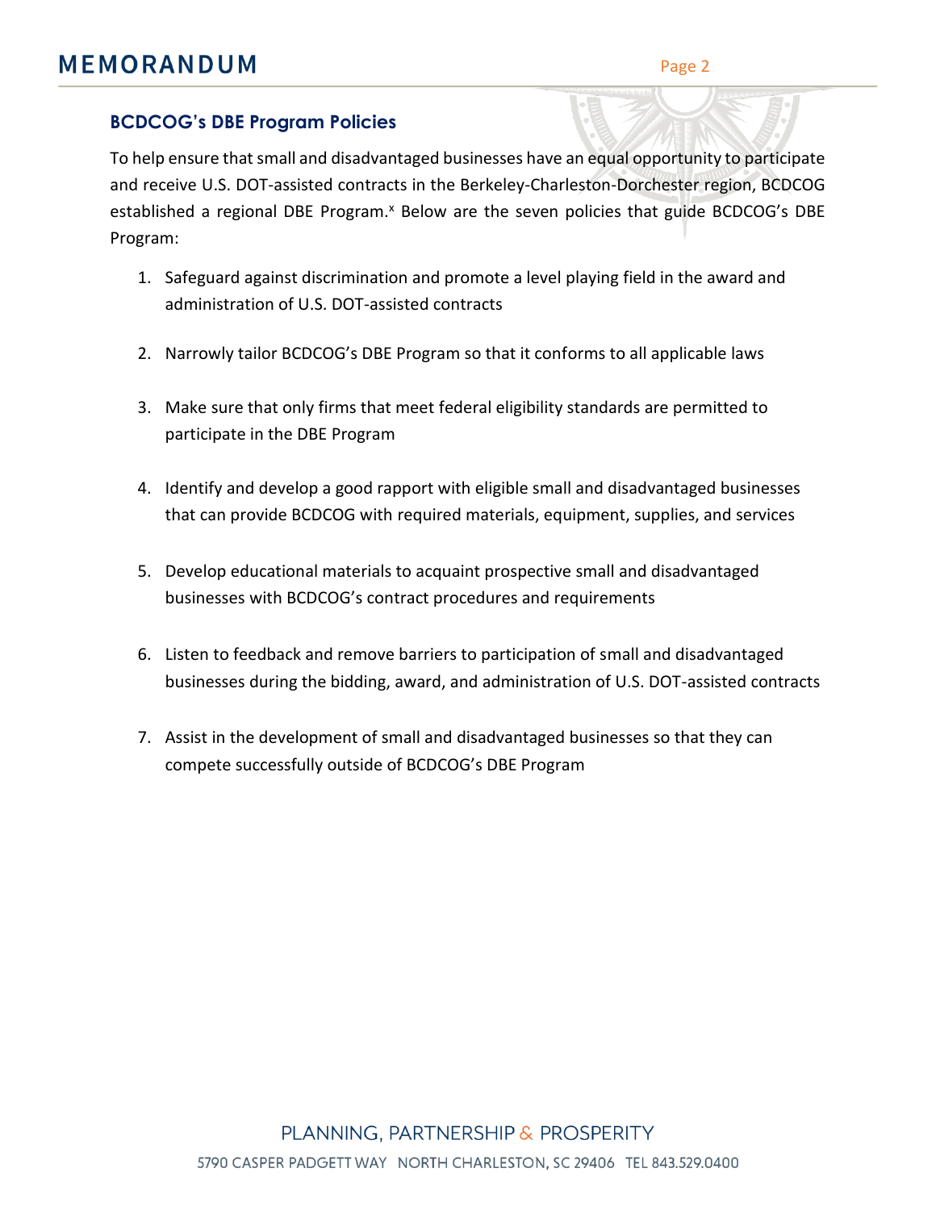## BCDCOG's DBE Program Policies

To help ensure that small and disadvantaged businesses have an equal opportunity to participate and receive U.S. DOT-assisted contracts in the Berkeley-Charleston-Dorchester region, BCDCOG established a regional DBE Program.[x] Below are the seven policies that guide BCDCOG's DBE Program:

1. Safeguard against discrimination and promote a level playing field in the award and administration of U.S. DOT-assisted contracts
2. Narrowly tailor BCDCOG's DBE Program so that it conforms to all applicable laws
3. Make sure that only firms that meet federal eligibility standards are permitted to participate in the DBE Program
4. Identify and develop a good rapport with eligible small and disadvantaged businesses that can provide BCDCOG with required materials, equipment, supplies, and services
5. Develop educational materials to acquaint prospective small and disadvantaged businesses with BCDCOG's contract procedures and requirements
6. Listen to feedback and remove barriers to participation of small and disadvantaged businesses during the bidding, award, and administration of U.S. DOT-assisted contracts
7. Assist in the development of small and disadvantaged businesses so that they can compete successfully outside of BCDCOG's DBE Program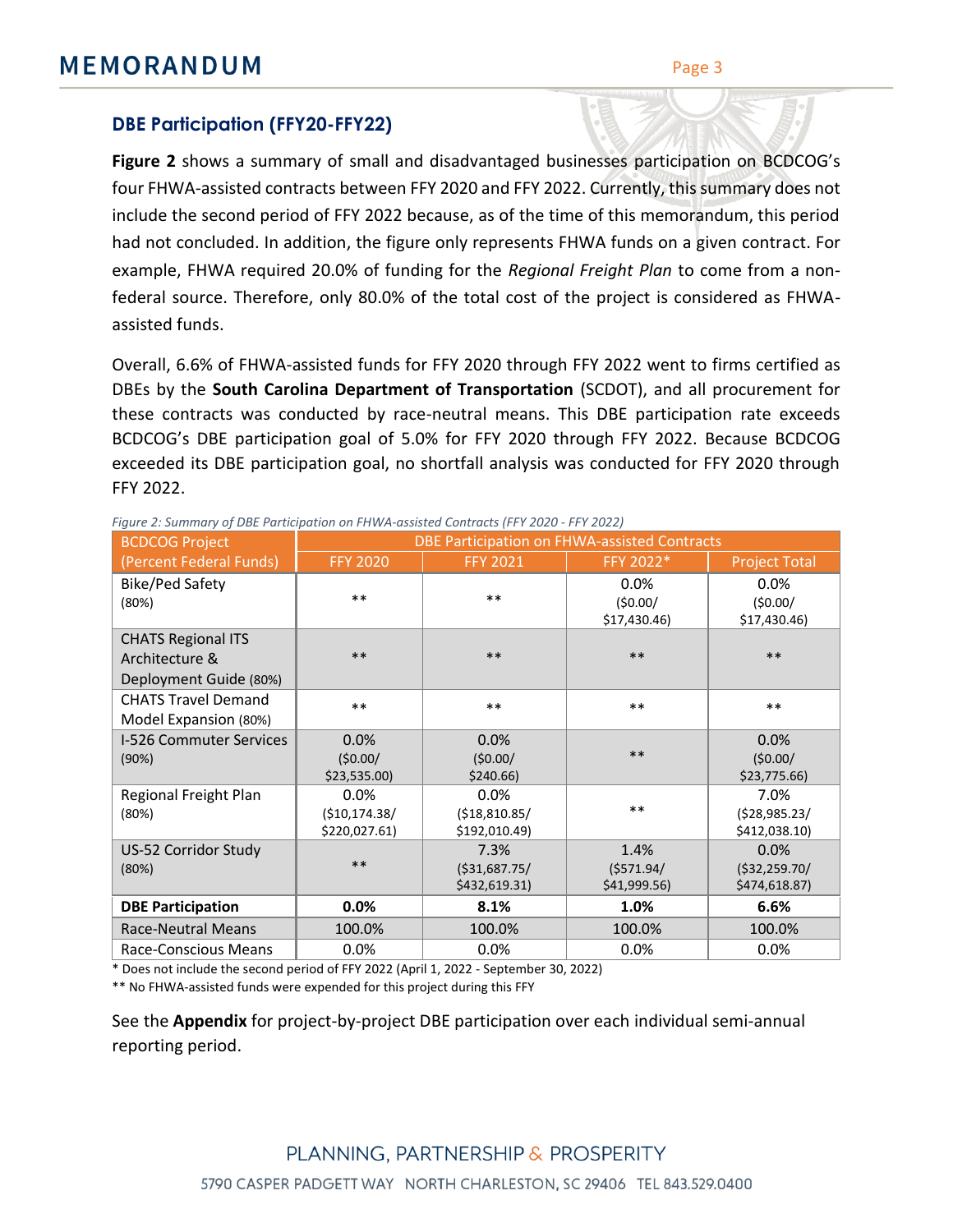## DBE Participation (FFY20-FFY22)

**Figure 2** shows a summary of small and disadvantaged businesses participation on BCDCOG's four FHWA-assisted contracts between FFY 2020 and FFY 2022. Currently, this summary does not include the second period of FFY 2022 because, as of the time of this memorandum, this period had not concluded. In addition, the figure only represents FHWA funds on a given contract. For example, FHWA required 20.0% of funding for the *Regional Freight Plan* to come from a non-federal source. Therefore, only 80.0% of the total cost of the project is considered as FHWA-assisted funds.

Overall, 6.6% of FHWA-assisted funds for FFY 2020 through FFY 2022 went to firms certified as DBEs by the **South Carolina Department of Transportation** (SCDOT), and all procurement for these contracts was conducted by race-neutral means. This DBE participation rate exceeds BCDCOG's DBE participation goal of 5.0% for FFY 2020 through FFY 2022. Because BCDCOG exceeded its DBE participation goal, no shortfall analysis was conducted for FFY 2020 through FFY 2022.

*Figure 2: Summary of DBE Participation on FHWA-assisted Contracts (FFY 2020 - FFY 2022)*

| BCDCOG Project (Percent Federal Funds) | DBE Participation on FHWA-assisted Contracts | | | |
|---|---|---|---|---|
| | FFY 2020 | FFY 2021 | FFY 2022* | Project Total |
| Bike/Ped Safety (80%) | ** | ** | 0.0% ($0.00/ $17,430.46) | 0.0% ($0.00/ $17,430.46) |
| CHATS Regional ITS Architecture & Deployment Guide (80%) | ** | ** | ** | ** |
| CHATS Travel Demand Model Expansion (80%) | ** | ** | ** | ** |
| I-526 Commuter Services (90%) | 0.0% ($0.00/ $23,535.00) | 0.0% ($0.00/ $240.66) | ** | 0.0% ($0.00/ $23,775.66) |
| Regional Freight Plan (80%) | 0.0% ($10,174.38/ $220,027.61) | 0.0% ($18,810.85/ $192,010.49) | ** | 7.0% ($28,985.23/ $412,038.10) |
| US-52 Corridor Study (80%) | ** | 7.3% ($31,687.75/ $432,619.31) | 1.4% ($571.94/ $41,999.56) | 0.0% ($32,259.70/ $474,618.87) |
| **DBE Participation** | **0.0%** | **8.1%** | **1.0%** | **6.6%** |
| Race-Neutral Means | 100.0% | 100.0% | 100.0% | 100.0% |
| Race-Conscious Means | 0.0% | 0.0% | 0.0% | 0.0% |

\* Does not include the second period of FFY 2022 (April 1, 2022 - September 30, 2022)

** No FHWA-assisted funds were expended for this project during this FFY

See the **Appendix** for project-by-project DBE participation over each individual semi-annual reporting period.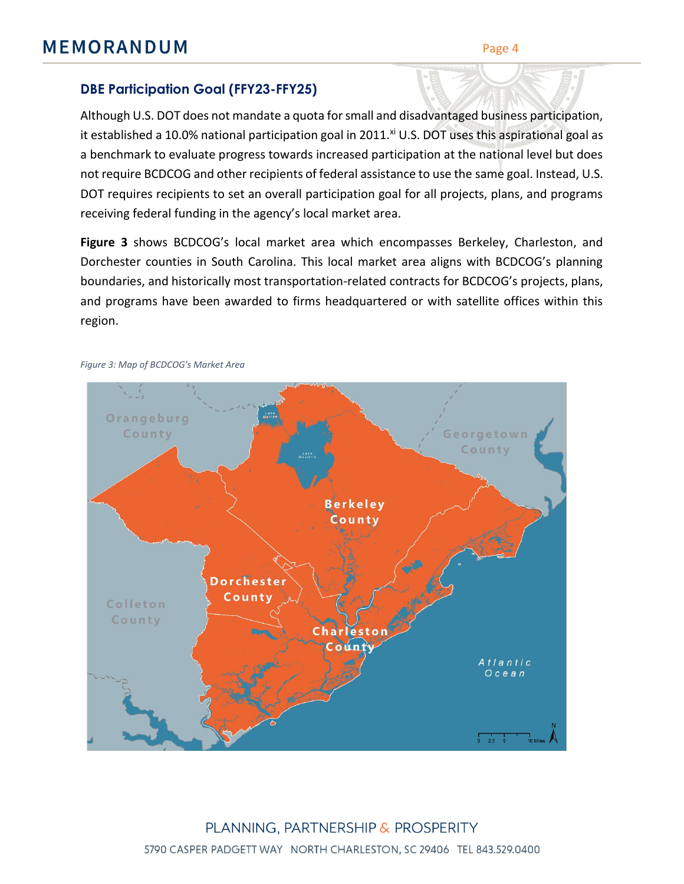## DBE Participation Goal (FFY23-FFY25)

Although U.S. DOT does not mandate a quota for small and disadvantaged business participation, it established a 10.0% national participation goal in 2011.[xi] U.S. DOT uses this aspirational goal as a benchmark to evaluate progress towards increased participation at the national level but does not require BCDCOG and other recipients of federal assistance to use the same goal. Instead, U.S. DOT requires recipients to set an overall participation goal for all projects, plans, and programs receiving federal funding in the agency's local market area.

**Figure 3** shows BCDCOG's local market area which encompasses Berkeley, Charleston, and Dorchester counties in South Carolina. This local market area aligns with BCDCOG's planning boundaries, and historically most transportation-related contracts for BCDCOG's projects, plans, and programs have been awarded to firms headquartered or with satellite offices within this region.

*Figure 3: Map of BCDCOG's Market Area*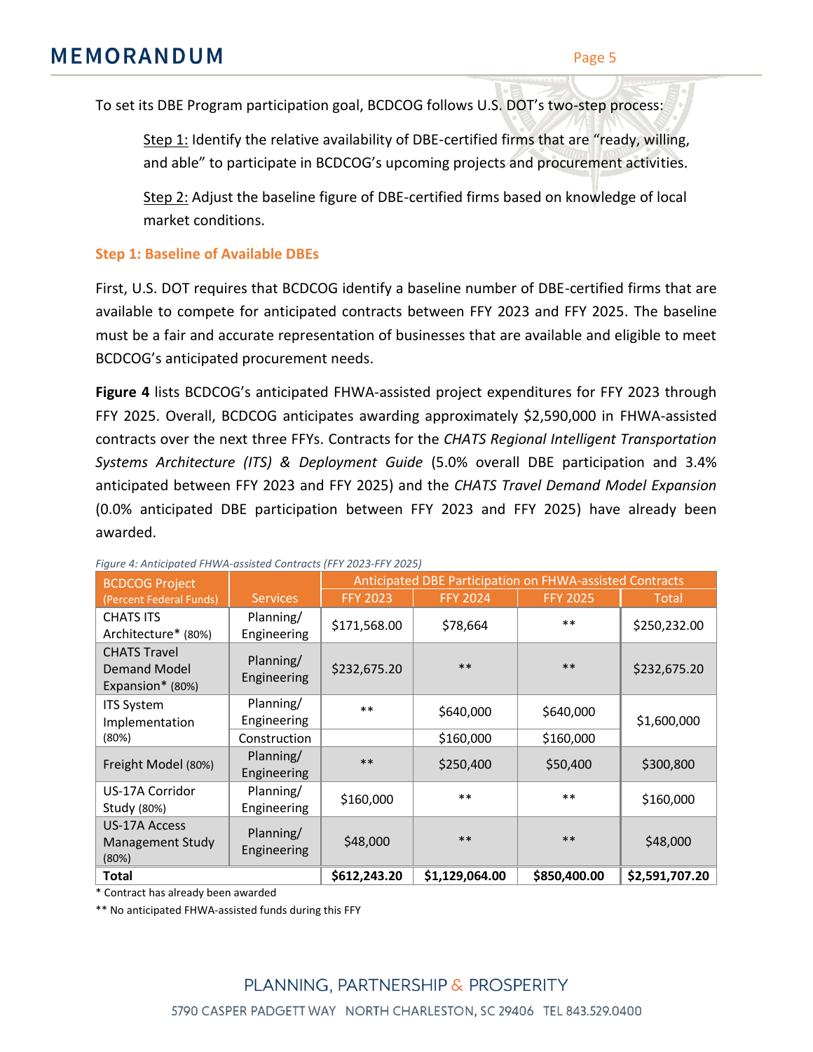To set its DBE Program participation goal, BCDCOG follows U.S. DOT's two-step process:

> Step 1: Identify the relative availability of DBE-certified firms that are "ready, willing, and able" to participate in BCDCOG's upcoming projects and procurement activities.
>
> Step 2: Adjust the baseline figure of DBE-certified firms based on knowledge of local market conditions.

### Step 1: Baseline of Available DBEs

First, U.S. DOT requires that BCDCOG identify a baseline number of DBE-certified firms that are available to compete for anticipated contracts between FFY 2023 and FFY 2025. The baseline must be a fair and accurate representation of businesses that are available and eligible to meet BCDCOG's anticipated procurement needs.

**Figure 4** lists BCDCOG's anticipated FHWA-assisted project expenditures for FFY 2023 through FFY 2025. Overall, BCDCOG anticipates awarding approximately $2,590,000 in FHWA-assisted contracts over the next three FFYs. Contracts for the *CHATS Regional Intelligent Transportation Systems Architecture (ITS) & Deployment Guide* (5.0% overall DBE participation and 3.4% anticipated between FFY 2023 and FFY 2025) and the *CHATS Travel Demand Model Expansion* (0.0% anticipated DBE participation between FFY 2023 and FFY 2025) have already been awarded.

*Figure 4: Anticipated FHWA-assisted Contracts (FFY 2023-FFY 2025)*

| BCDCOG Project (Percent Federal Funds) | Services | Anticipated DBE Participation on FHWA-assisted Contracts | | | |
|---|---|---|---|---|---|
| | | FFY 2023 | FFY 2024 | FFY 2025 | Total |
| CHATS ITS Architecture* (80%) | Planning/ Engineering | $171,568.00 | $78,664 | ** | $250,232.00 |
| CHATS Travel Demand Model Expansion* (80%) | Planning/ Engineering | $232,675.20 | ** | ** | $232,675.20 |
| ITS System Implementation (80%) | Planning/ Engineering | ** | $640,000 | $640,000 | $1,600,000 |
| | Construction | | $160,000 | $160,000 | |
| Freight Model (80%) | Planning/ Engineering | ** | $250,400 | $50,400 | $300,800 |
| US-17A Corridor Study (80%) | Planning/ Engineering | $160,000 | ** | ** | $160,000 |
| US-17A Access Management Study (80%) | Planning/ Engineering | $48,000 | ** | ** | $48,000 |
| **Total** | | **$612,243.20** | **$1,129,064.00** | **$850,400.00** | **$2,591,707.20** |

\* Contract has already been awarded

\*\* No anticipated FHWA-assisted funds during this FFY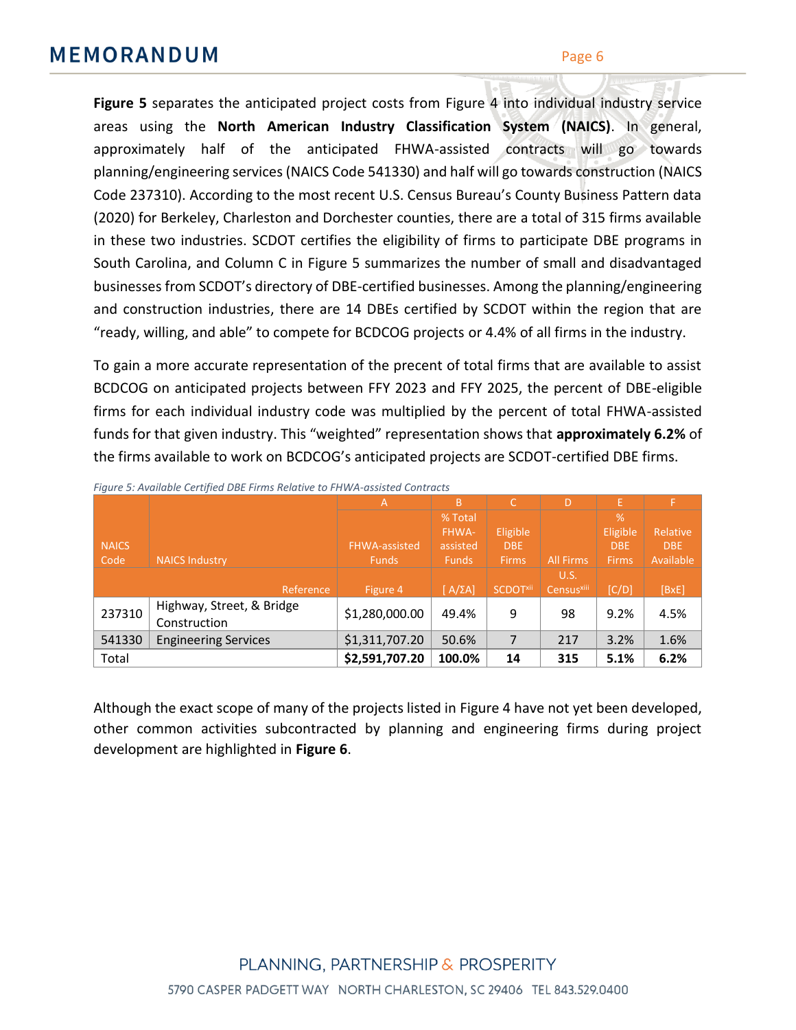**Figure 5** separates the anticipated project costs from Figure 4 into individual industry service areas using the **North American Industry Classification System (NAICS)**. In general, approximately half of the anticipated FHWA-assisted contracts will go towards planning/engineering services (NAICS Code 541330) and half will go towards construction (NAICS Code 237310). According to the most recent U.S. Census Bureau's County Business Pattern data (2020) for Berkeley, Charleston and Dorchester counties, there are a total of 315 firms available in these two industries. SCDOT certifies the eligibility of firms to participate DBE programs in South Carolina, and Column C in Figure 5 summarizes the number of small and disadvantaged businesses from SCDOT's directory of DBE-certified businesses. Among the planning/engineering and construction industries, there are 14 DBEs certified by SCDOT within the region that are "ready, willing, and able" to compete for BCDCOG projects or 4.4% of all firms in the industry.

To gain a more accurate representation of the precent of total firms that are available to assist BCDCOG on anticipated projects between FFY 2023 and FFY 2025, the percent of DBE-eligible firms for each individual industry code was multiplied by the percent of total FHWA-assisted funds for that given industry. This "weighted" representation shows that **approximately 6.2%** of the firms available to work on BCDCOG's anticipated projects are SCDOT-certified DBE firms.

*Figure 5: Available Certified DBE Firms Relative to FHWA-assisted Contracts*

| | | A | B | C | D | E | F |
|---|---|---|---|---|---|---|---|
| NAICS Code | NAICS Industry | FHWA-assisted Funds | % Total FHWA-assisted Funds | Eligible DBE Firms | All Firms | % Eligible DBE Firms | Relative DBE Available |
| | Reference | Figure 4 | [ A/ΣA] | SCDOT[xii] | U.S. Census[xiii] | [C/D] | [BxE] |
| 237310 | Highway, Street, & Bridge Construction | $1,280,000.00 | 49.4% | 9 | 98 | 9.2% | 4.5% |
| 541330 | Engineering Services | $1,311,707.20 | 50.6% | 7 | 217 | 3.2% | 1.6% |
| Total | | **$2,591,707.20** | **100.0%** | **14** | **315** | **5.1%** | **6.2%** |

Although the exact scope of many of the projects listed in Figure 4 have not yet been developed, other common activities subcontracted by planning and engineering firms during project development are highlighted in **Figure 6**.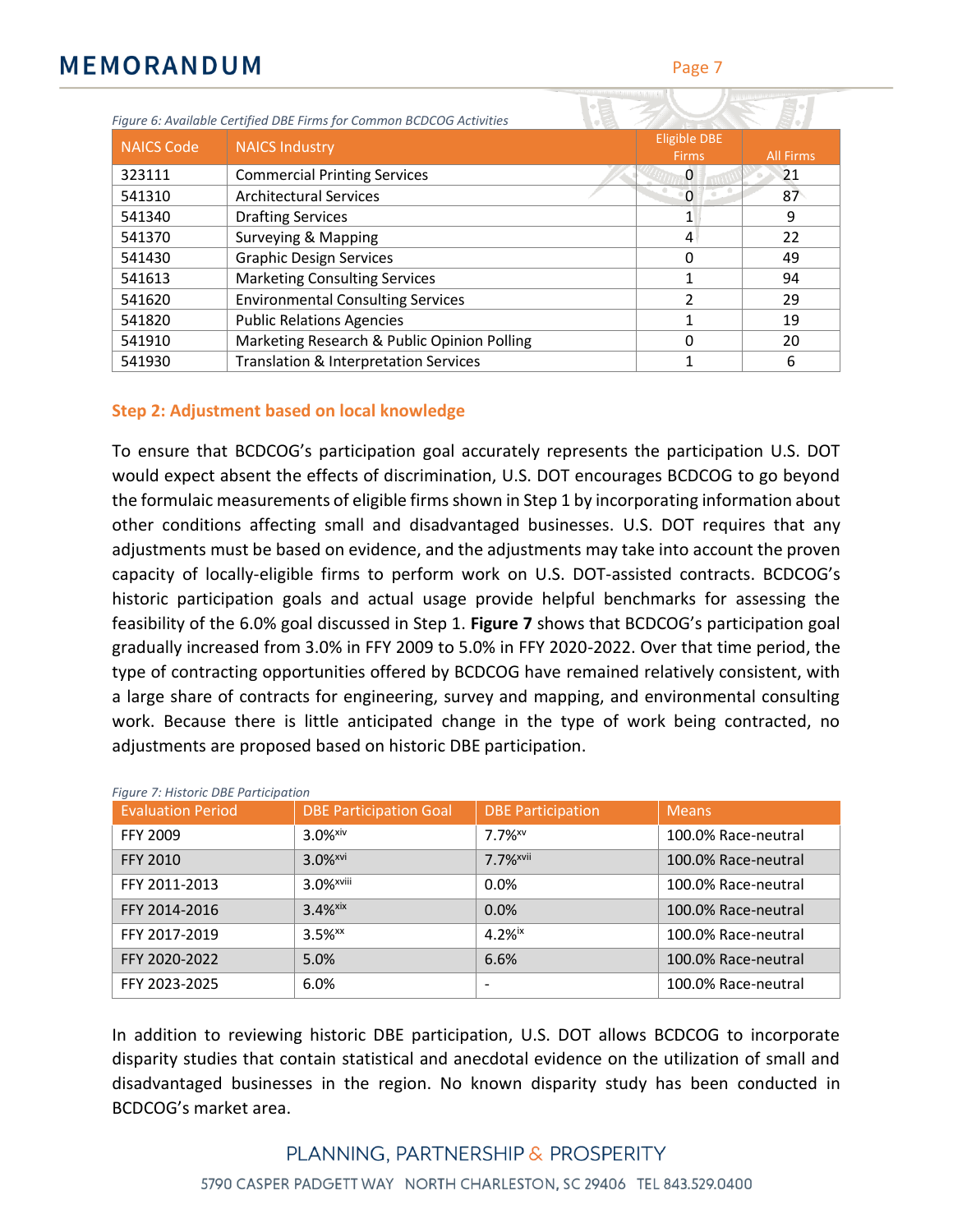*Figure 6: Available Certified DBE Firms for Common BCDCOG Activities*

| NAICS Code | NAICS Industry | Eligible DBE Firms | All Firms |
|---|---|---|---|
| 323111 | Commercial Printing Services | 0 | 21 |
| 541310 | Architectural Services | 0 | 87 |
| 541340 | Drafting Services | 1 | 9 |
| 541370 | Surveying & Mapping | 4 | 22 |
| 541430 | Graphic Design Services | 0 | 49 |
| 541613 | Marketing Consulting Services | 1 | 94 |
| 541620 | Environmental Consulting Services | 2 | 29 |
| 541820 | Public Relations Agencies | 1 | 19 |
| 541910 | Marketing Research & Public Opinion Polling | 0 | 20 |
| 541930 | Translation & Interpretation Services | 1 | 6 |

### Step 2: Adjustment based on local knowledge

To ensure that BCDCOG's participation goal accurately represents the participation U.S. DOT would expect absent the effects of discrimination, U.S. DOT encourages BCDCOG to go beyond the formulaic measurements of eligible firms shown in Step 1 by incorporating information about other conditions affecting small and disadvantaged businesses. U.S. DOT requires that any adjustments must be based on evidence, and the adjustments may take into account the proven capacity of locally-eligible firms to perform work on U.S. DOT-assisted contracts. BCDCOG's historic participation goals and actual usage provide helpful benchmarks for assessing the feasibility of the 6.0% goal discussed in Step 1. **Figure 7** shows that BCDCOG's participation goal gradually increased from 3.0% in FFY 2009 to 5.0% in FFY 2020-2022. Over that time period, the type of contracting opportunities offered by BCDCOG have remained relatively consistent, with a large share of contracts for engineering, survey and mapping, and environmental consulting work. Because there is little anticipated change in the type of work being contracted, no adjustments are proposed based on historic DBE participation.

*Figure 7: Historic DBE Participation*

| Evaluation Period | DBE Participation Goal | DBE Participation | Means |
|---|---|---|---|
| FFY 2009 | 3.0%[xiv] | 7.7%[xv] | 100.0% Race-neutral |
| FFY 2010 | 3.0%[xvi] | 7.7%[xvii] | 100.0% Race-neutral |
| FFY 2011-2013 | 3.0%[xviii] | 0.0% | 100.0% Race-neutral |
| FFY 2014-2016 | 3.4%[xix] | 0.0% | 100.0% Race-neutral |
| FFY 2017-2019 | 3.5%[xx] | 4.2%[ix] | 100.0% Race-neutral |
| FFY 2020-2022 | 5.0% | 6.6% | 100.0% Race-neutral |
| FFY 2023-2025 | 6.0% | - | 100.0% Race-neutral |

In addition to reviewing historic DBE participation, U.S. DOT allows BCDCOG to incorporate disparity studies that contain statistical and anecdotal evidence on the utilization of small and disadvantaged businesses in the region. No known disparity study has been conducted in BCDCOG's market area.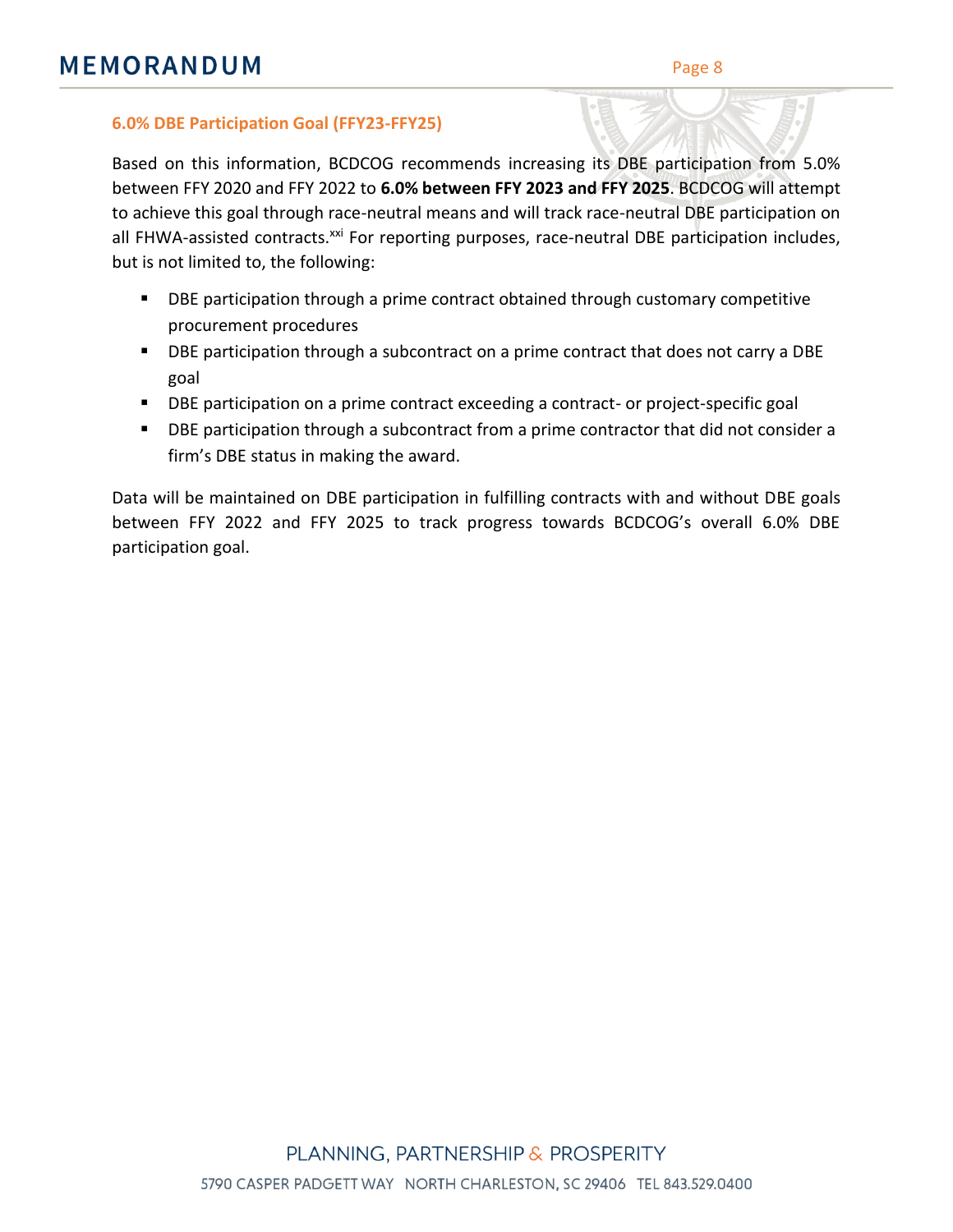### 6.0% DBE Participation Goal (FFY23-FFY25)

Based on this information, BCDCOG recommends increasing its DBE participation from 5.0% between FFY 2020 and FFY 2022 to **6.0% between FFY 2023 and FFY 2025**. BCDCOG will attempt to achieve this goal through race-neutral means and will track race-neutral DBE participation on all FHWA-assisted contracts.[xxi] For reporting purposes, race-neutral DBE participation includes, but is not limited to, the following:

- DBE participation through a prime contract obtained through customary competitive procurement procedures
- DBE participation through a subcontract on a prime contract that does not carry a DBE goal
- DBE participation on a prime contract exceeding a contract- or project-specific goal
- DBE participation through a subcontract from a prime contractor that did not consider a firm's DBE status in making the award.

Data will be maintained on DBE participation in fulfilling contracts with and without DBE goals between FFY 2022 and FFY 2025 to track progress towards BCDCOG's overall 6.0% DBE participation goal.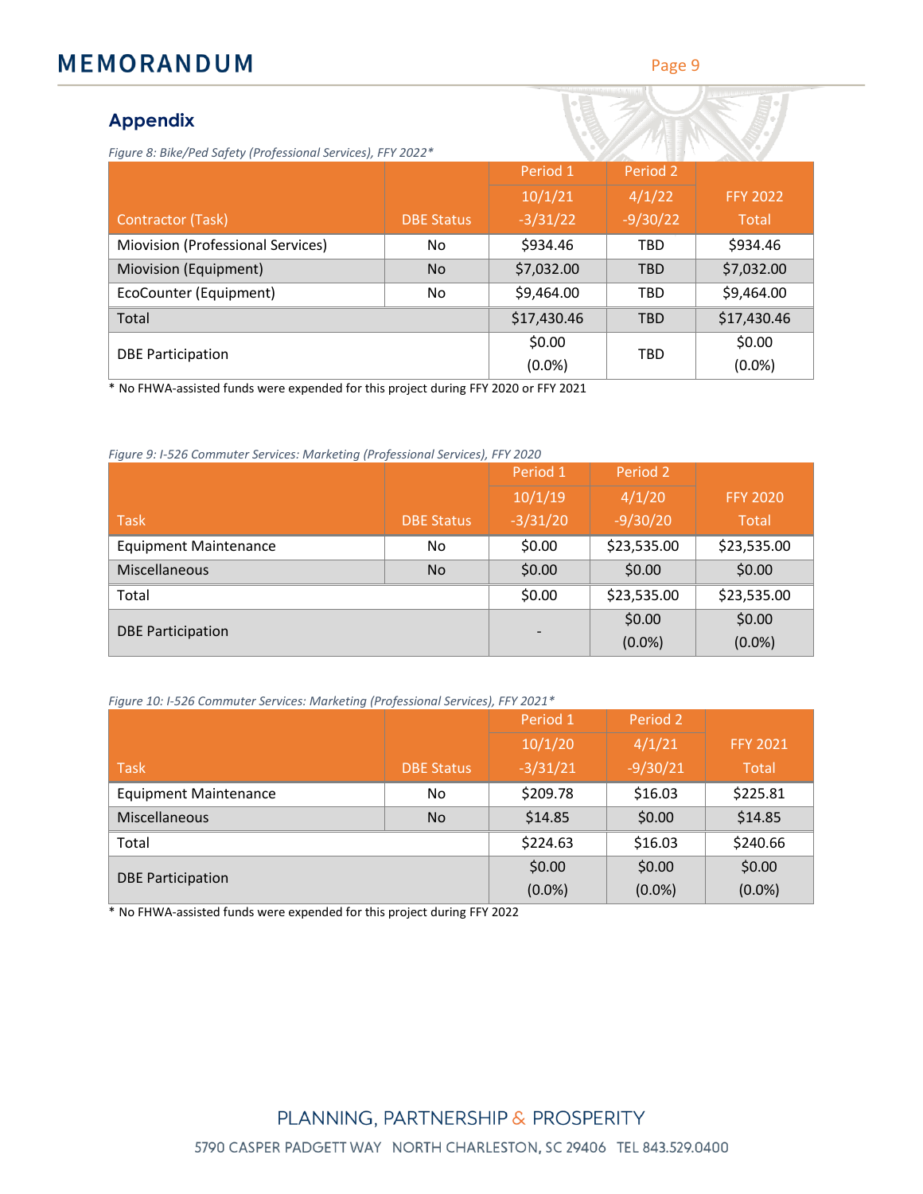## Appendix

*Figure 8: Bike/Ped Safety (Professional Services), FFY 2022**

| Contractor (Task) | DBE Status | Period 1 10/1/21 -3/31/22 | Period 2 4/1/22 -9/30/22 | FFY 2022 Total |
|---|---|---|---|---|
| Miovision (Professional Services) | No | $934.46 | TBD | $934.46 |
| Miovision (Equipment) | No | $7,032.00 | TBD | $7,032.00 |
| EcoCounter (Equipment) | No | $9,464.00 | TBD | $9,464.00 |
| Total | | $17,430.46 | TBD | $17,430.46 |
| DBE Participation | | $0.00 (0.0%) | TBD | $0.00 (0.0%) |

* No FHWA-assisted funds were expended for this project during FFY 2020 or FFY 2021

*Figure 9: I-526 Commuter Services: Marketing (Professional Services), FFY 2020*

| Task | DBE Status | Period 1 10/1/19 -3/31/20 | Period 2 4/1/20 -9/30/20 | FFY 2020 Total |
|---|---|---|---|---|
| Equipment Maintenance | No | $0.00 | $23,535.00 | $23,535.00 |
| Miscellaneous | No | $0.00 | $0.00 | $0.00 |
| Total | | $0.00 | $23,535.00 | $23,535.00 |
| DBE Participation | | - | $0.00 (0.0%) | $0.00 (0.0%) |

*Figure 10: I-526 Commuter Services: Marketing (Professional Services), FFY 2021**

| Task | DBE Status | Period 1 10/1/20 -3/31/21 | Period 2 4/1/21 -9/30/21 | FFY 2021 Total |
|---|---|---|---|---|
| Equipment Maintenance | No | $209.78 | $16.03 | $225.81 |
| Miscellaneous | No | $14.85 | $0.00 | $14.85 |
| Total | | $224.63 | $16.03 | $240.66 |
| DBE Participation | | $0.00 (0.0%) | $0.00 (0.0%) | $0.00 (0.0%) |

* No FHWA-assisted funds were expended for this project during FFY 2022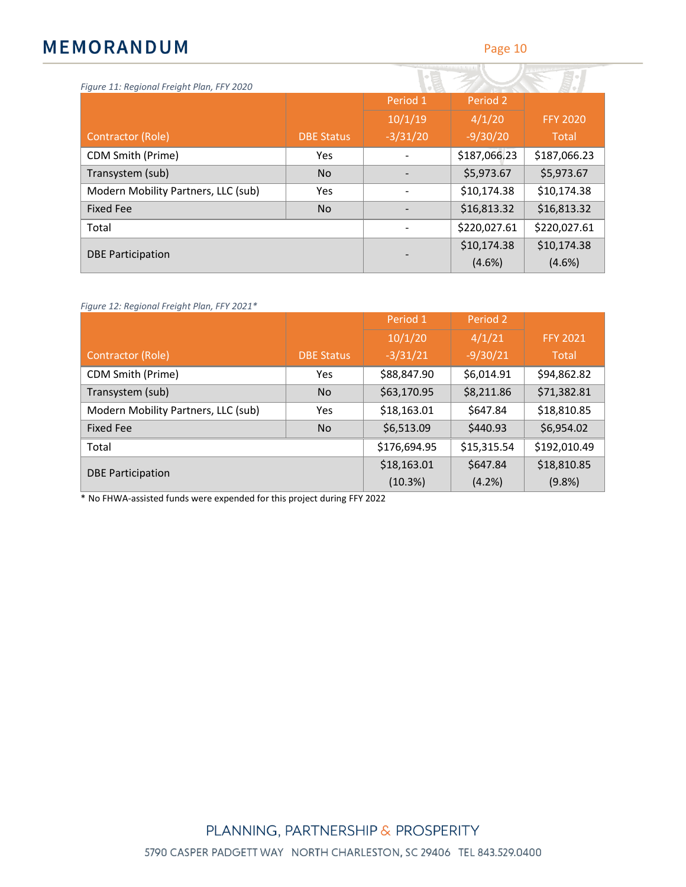*Figure 11: Regional Freight Plan, FFY 2020*

| Contractor (Role) | DBE Status | Period 1 10/1/19 -3/31/20 | Period 2 4/1/20 -9/30/20 | FFY 2020 Total |
|---|---|---|---|---|
| CDM Smith (Prime) | Yes | - | $187,066.23 | $187,066.23 |
| Transystem (sub) | No | - | $5,973.67 | $5,973.67 |
| Modern Mobility Partners, LLC (sub) | Yes | - | $10,174.38 | $10,174.38 |
| Fixed Fee | No | - | $16,813.32 | $16,813.32 |
| Total | | - | $220,027.61 | $220,027.61 |
| DBE Participation | | - | $10,174.38 (4.6%) | $10,174.38 (4.6%) |

*Figure 12: Regional Freight Plan, FFY 2021**

| Contractor (Role) | DBE Status | Period 1 10/1/20 -3/31/21 | Period 2 4/1/21 -9/30/21 | FFY 2021 Total |
|---|---|---|---|---|
| CDM Smith (Prime) | Yes | $88,847.90 | $6,014.91 | $94,862.82 |
| Transystem (sub) | No | $63,170.95 | $8,211.86 | $71,382.81 |
| Modern Mobility Partners, LLC (sub) | Yes | $18,163.01 | $647.84 | $18,810.85 |
| Fixed Fee | No | $6,513.09 | $440.93 | $6,954.02 |
| Total | | $176,694.95 | $15,315.54 | $192,010.49 |
| DBE Participation | | $18,163.01 (10.3%) | $647.84 (4.2%) | $18,810.85 (9.8%) |

* No FHWA-assisted funds were expended for this project during FFY 2022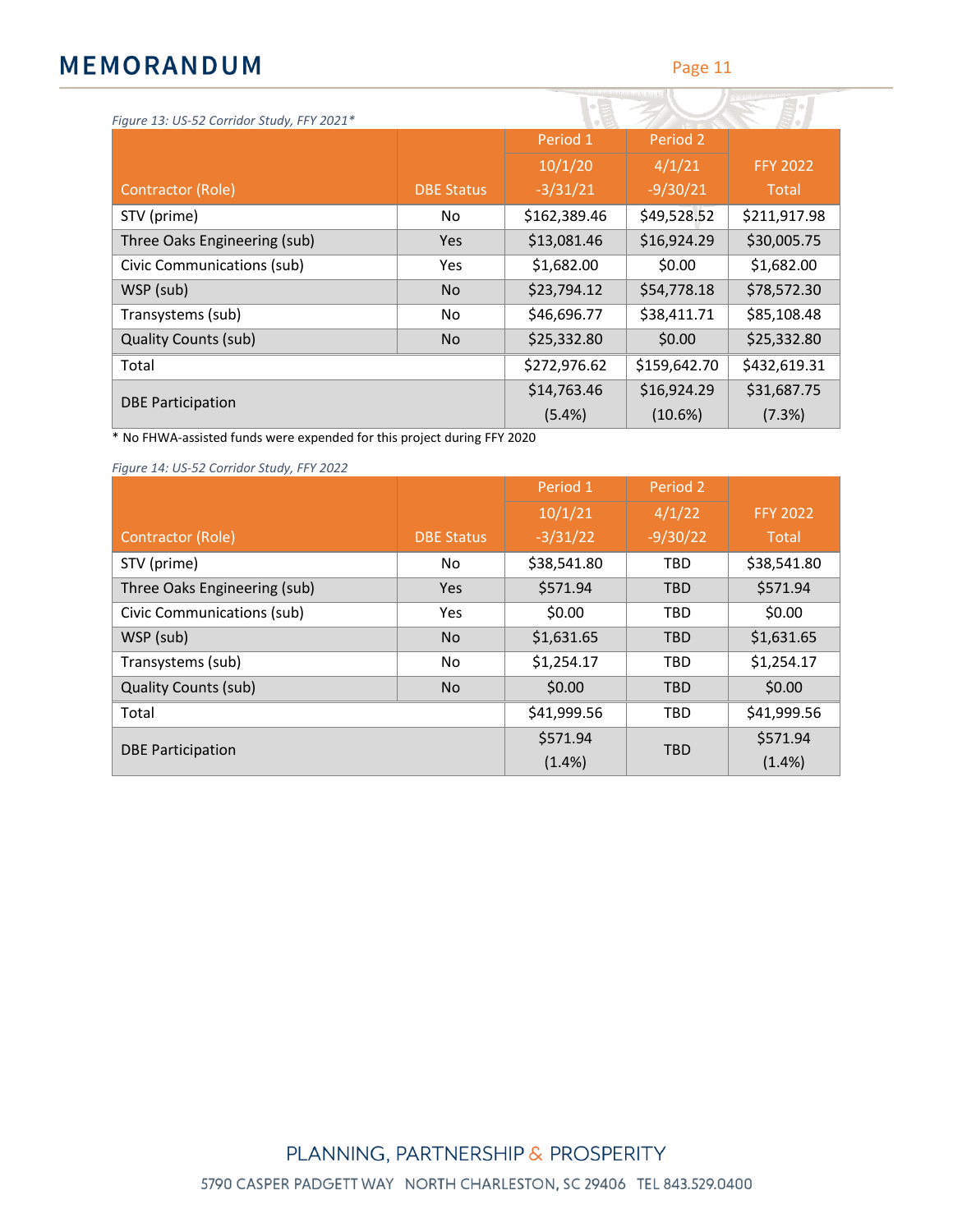*Figure 13: US-52 Corridor Study, FFY 2021**

| Contractor (Role) | DBE Status | Period 1 10/1/20 -3/31/21 | Period 2 4/1/21 -9/30/21 | FFY 2022 Total |
|---|---|---|---|---|
| STV (prime) | No | $162,389.46 | $49,528.52 | $211,917.98 |
| Three Oaks Engineering (sub) | Yes | $13,081.46 | $16,924.29 | $30,005.75 |
| Civic Communications (sub) | Yes | $1,682.00 | $0.00 | $1,682.00 |
| WSP (sub) | No | $23,794.12 | $54,778.18 | $78,572.30 |
| Transystems (sub) | No | $46,696.77 | $38,411.71 | $85,108.48 |
| Quality Counts (sub) | No | $25,332.80 | $0.00 | $25,332.80 |
| Total | | $272,976.62 | $159,642.70 | $432,619.31 |
| DBE Participation | | $14,763.46 (5.4%) | $16,924.29 (10.6%) | $31,687.75 (7.3%) |

* No FHWA-assisted funds were expended for this project during FFY 2020

*Figure 14: US-52 Corridor Study, FFY 2022*

| Contractor (Role) | DBE Status | Period 1 10/1/21 -3/31/22 | Period 2 4/1/22 -9/30/22 | FFY 2022 Total |
|---|---|---|---|---|
| STV (prime) | No | $38,541.80 | TBD | $38,541.80 |
| Three Oaks Engineering (sub) | Yes | $571.94 | TBD | $571.94 |
| Civic Communications (sub) | Yes | $0.00 | TBD | $0.00 |
| WSP (sub) | No | $1,631.65 | TBD | $1,631.65 |
| Transystems (sub) | No | $1,254.17 | TBD | $1,254.17 |
| Quality Counts (sub) | No | $0.00 | TBD | $0.00 |
| Total | | $41,999.56 | TBD | $41,999.56 |
| DBE Participation | | $571.94 (1.4%) | TBD | $571.94 (1.4%) |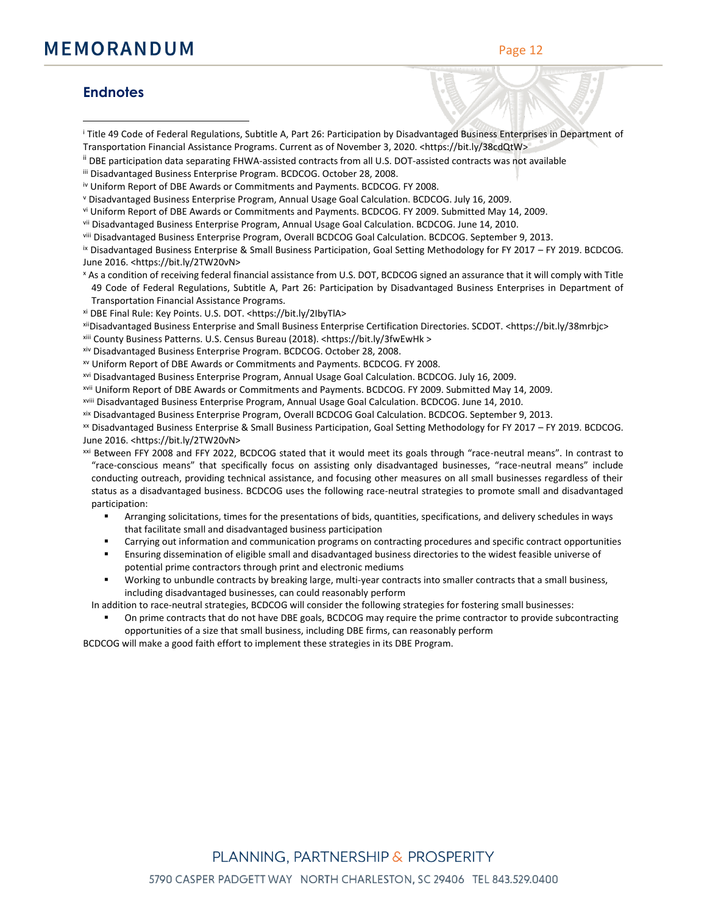## Endnotes

[i] Title 49 Code of Federal Regulations, Subtitle A, Part 26: Participation by Disadvantaged Business Enterprises in Department of Transportation Financial Assistance Programs. Current as of November 3, 2020. <https://bit.ly/38cdQtW>

[ii] DBE participation data separating FHWA-assisted contracts from all U.S. DOT-assisted contracts was not available

[iii] Disadvantaged Business Enterprise Program. BCDCOG. October 28, 2008.

[iv] Uniform Report of DBE Awards or Commitments and Payments. BCDCOG. FY 2008.

[v] Disadvantaged Business Enterprise Program, Annual Usage Goal Calculation. BCDCOG. July 16, 2009.

[vi] Uniform Report of DBE Awards or Commitments and Payments. BCDCOG. FY 2009. Submitted May 14, 2009.

[vii] Disadvantaged Business Enterprise Program, Annual Usage Goal Calculation. BCDCOG. June 14, 2010.

[viii] Disadvantaged Business Enterprise Program, Overall BCDCOG Goal Calculation. BCDCOG. September 9, 2013.

[ix] Disadvantaged Business Enterprise & Small Business Participation, Goal Setting Methodology for FY 2017 – FY 2019. BCDCOG. June 2016. <https://bit.ly/2TW20vN>

[x] As a condition of receiving federal financial assistance from U.S. DOT, BCDCOG signed an assurance that it will comply with Title 49 Code of Federal Regulations, Subtitle A, Part 26: Participation by Disadvantaged Business Enterprises in Department of Transportation Financial Assistance Programs.

[xi] DBE Final Rule: Key Points. U.S. DOT. <https://bit.ly/2IbyTlA>

[xii] Disadvantaged Business Enterprise and Small Business Enterprise Certification Directories. SCDOT. <https://bit.ly/38mrbjc>

[xiii] County Business Patterns. U.S. Census Bureau (2018). <https://bit.ly/3fwEwHk >

[xiv] Disadvantaged Business Enterprise Program. BCDCOG. October 28, 2008.

[xv] Uniform Report of DBE Awards or Commitments and Payments. BCDCOG. FY 2008.

[xvi] Disadvantaged Business Enterprise Program, Annual Usage Goal Calculation. BCDCOG. July 16, 2009.

[xvii] Uniform Report of DBE Awards or Commitments and Payments. BCDCOG. FY 2009. Submitted May 14, 2009.

[xviii] Disadvantaged Business Enterprise Program, Annual Usage Goal Calculation. BCDCOG. June 14, 2010.

[xix] Disadvantaged Business Enterprise Program, Overall BCDCOG Goal Calculation. BCDCOG. September 9, 2013.

[xx] Disadvantaged Business Enterprise & Small Business Participation, Goal Setting Methodology for FY 2017 – FY 2019. BCDCOG. June 2016. <https://bit.ly/2TW20vN>

[xxi] Between FFY 2008 and FFY 2022, BCDCOG stated that it would meet its goals through "race-neutral means". In contrast to "race-conscious means" that specifically focus on assisting only disadvantaged businesses, "race-neutral means" include conducting outreach, providing technical assistance, and focusing other measures on all small businesses regardless of their status as a disadvantaged business. BCDCOG uses the following race-neutral strategies to promote small and disadvantaged participation:

- Arranging solicitations, times for the presentations of bids, quantities, specifications, and delivery schedules in ways that facilitate small and disadvantaged business participation
- Carrying out information and communication programs on contracting procedures and specific contract opportunities
- Ensuring dissemination of eligible small and disadvantaged business directories to the widest feasible universe of potential prime contractors through print and electronic mediums
- Working to unbundle contracts by breaking large, multi-year contracts into smaller contracts that a small business, including disadvantaged businesses, can could reasonably perform

In addition to race-neutral strategies, BCDCOG will consider the following strategies for fostering small businesses:

- On prime contracts that do not have DBE goals, BCDCOG may require the prime contractor to provide subcontracting opportunities of a size that small business, including DBE firms, can reasonably perform

BCDCOG will make a good faith effort to implement these strategies in its DBE Program.